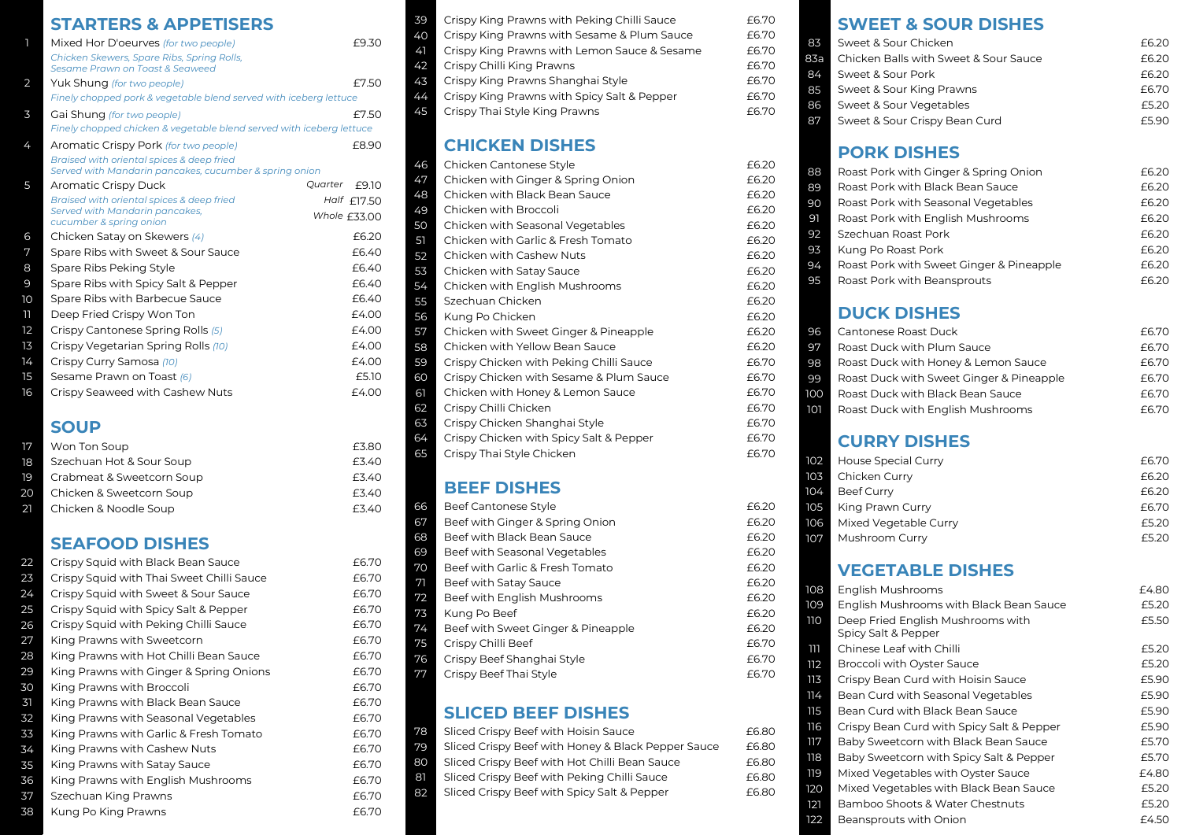## STARTERS & APPETISERS

| No. | Item | Price |
|---|---|---|
| 1 | Mixed Hor D'oeurves *(for two people)*<br>*Chicken Skewers, Spare Ribs, Spring Rolls, Sesame Prawn on Toast & Seaweed* | £9.30 |
| 2 | Yuk Shung *(for two people)*<br>*Finely chopped pork & vegetable blend served with iceberg lettuce* | £7.50 |
| 3 | Gai Shung *(for two people)*<br>*Finely chopped chicken & vegetable blend served with iceberg lettuce* | £7.50 |
| 4 | Aromatic Crispy Pork *(for two people)*<br>*Braised with oriental spices & deep fried*<br>*Served with Mandarin pancakes, cucumber & spring onion* | £8.90 |
| 5 | Aromatic Crispy Duck<br>*Braised with oriental spices & deep fried*<br>*Served with Mandarin pancakes, cucumber & spring onion* | Quarter £9.10<br>Half £17.50<br>Whole £33.00 |
| 6 | Chicken Satay on Skewers *(4)* | £6.20 |
| 7 | Spare Ribs with Sweet & Sour Sauce | £6.40 |
| 8 | Spare Ribs Peking Style | £6.40 |
| 9 | Spare Ribs with Spicy Salt & Pepper | £6.40 |
| 10 | Spare Ribs with Barbecue Sauce | £6.40 |
| 11 | Deep Fried Crispy Won Ton | £4.00 |
| 12 | Crispy Cantonese Spring Rolls *(5)* | £4.00 |
| 13 | Crispy Vegetarian Spring Rolls *(10)* | £4.00 |
| 14 | Crispy Curry Samosa *(10)* | £4.00 |
| 15 | Sesame Prawn on Toast *(6)* | £5.10 |
| 16 | Crispy Seaweed with Cashew Nuts | £4.00 |

## SOUP

| No. | Item | Price |
|---|---|---|
| 17 | Won Ton Soup | £3.80 |
| 18 | Szechuan Hot & Sour Soup | £3.40 |
| 19 | Crabmeat & Sweetcorn Soup | £3.40 |
| 20 | Chicken & Sweetcorn Soup | £3.40 |
| 21 | Chicken & Noodle Soup | £3.40 |

## SEAFOOD DISHES

| No. | Item | Price |
|---|---|---|
| 22 | Crispy Squid with Black Bean Sauce | £6.70 |
| 23 | Crispy Squid with Thai Sweet Chilli Sauce | £6.70 |
| 24 | Crispy Squid with Sweet & Sour Sauce | £6.70 |
| 25 | Crispy Squid with Spicy Salt & Pepper | £6.70 |
| 26 | Crispy Squid with Peking Chilli Sauce | £6.70 |
| 27 | King Prawns with Sweetcorn | £6.70 |
| 28 | King Prawns with Hot Chilli Bean Sauce | £6.70 |
| 29 | King Prawns with Ginger & Spring Onions | £6.70 |
| 30 | King Prawns with Broccoli | £6.70 |
| 31 | King Prawns with Black Bean Sauce | £6.70 |
| 32 | King Prawns with Seasonal Vegetables | £6.70 |
| 33 | King Prawns with Garlic & Fresh Tomato | £6.70 |
| 34 | King Prawns with Cashew Nuts | £6.70 |
| 35 | King Prawns with Satay Sauce | £6.70 |
| 36 | King Prawns with English Mushrooms | £6.70 |
| 37 | Szechuan King Prawns | £6.70 |
| 38 | Kung Po King Prawns | £6.70 |
| 39 | Crispy King Prawns with Peking Chilli Sauce | £6.70 |
| 40 | Crispy King Prawns with Sesame & Plum Sauce | £6.70 |
| 41 | Crispy King Prawns with Lemon Sauce & Sesame | £6.70 |
| 42 | Crispy Chilli King Prawns | £6.70 |
| 43 | Crispy King Prawns Shanghai Style | £6.70 |
| 44 | Crispy King Prawns with Spicy Salt & Pepper | £6.70 |
| 45 | Crispy Thai Style King Prawns | £6.70 |

## CHICKEN DISHES

| No. | Item | Price |
|---|---|---|
| 46 | Chicken Cantonese Style | £6.20 |
| 47 | Chicken with Ginger & Spring Onion | £6.20 |
| 48 | Chicken with Black Bean Sauce | £6.20 |
| 49 | Chicken with Broccoli | £6.20 |
| 50 | Chicken with Seasonal Vegetables | £6.20 |
| 51 | Chicken with Garlic & Fresh Tomato | £6.20 |
| 52 | Chicken with Cashew Nuts | £6.20 |
| 53 | Chicken with Satay Sauce | £6.20 |
| 54 | Chicken with English Mushrooms | £6.20 |
| 55 | Szechuan Chicken | £6.20 |
| 56 | Kung Po Chicken | £6.20 |
| 57 | Chicken with Sweet Ginger & Pineapple | £6.20 |
| 58 | Chicken with Yellow Bean Sauce | £6.20 |
| 59 | Crispy Chicken with Peking Chilli Sauce | £6.70 |
| 60 | Crispy Chicken with Sesame & Plum Sauce | £6.70 |
| 61 | Chicken with Honey & Lemon Sauce | £6.70 |
| 62 | Crispy Chilli Chicken | £6.70 |
| 63 | Crispy Chicken Shanghai Style | £6.70 |
| 64 | Crispy Chicken with Spicy Salt & Pepper | £6.70 |
| 65 | Crispy Thai Style Chicken | £6.70 |

## BEEF DISHES

| No. | Item | Price |
|---|---|---|
| 66 | Beef Cantonese Style | £6.20 |
| 67 | Beef with Ginger & Spring Onion | £6.20 |
| 68 | Beef with Black Bean Sauce | £6.20 |
| 69 | Beef with Seasonal Vegetables | £6.20 |
| 70 | Beef with Garlic & Fresh Tomato | £6.20 |
| 71 | Beef with Satay Sauce | £6.20 |
| 72 | Beef with English Mushrooms | £6.20 |
| 73 | Kung Po Beef | £6.20 |
| 74 | Beef with Sweet Ginger & Pineapple | £6.20 |
| 75 | Crispy Chilli Beef | £6.70 |
| 76 | Crispy Beef Shanghai Style | £6.70 |
| 77 | Crispy Beef Thai Style | £6.70 |

## SLICED BEEF DISHES

| No. | Item | Price |
|---|---|---|
| 78 | Sliced Crispy Beef with Hoisin Sauce | £6.80 |
| 79 | Sliced Crispy Beef with Honey & Black Pepper Sauce | £6.80 |
| 80 | Sliced Crispy Beef with Hot Chilli Bean Sauce | £6.80 |
| 81 | Sliced Crispy Beef with Peking Chilli Sauce | £6.80 |
| 82 | Sliced Crispy Beef with Spicy Salt & Pepper | £6.80 |

## SWEET & SOUR DISHES

| No. | Item | Price |
|---|---|---|
| 83 | Sweet & Sour Chicken | £6.20 |
| 83a | Chicken Balls with Sweet & Sour Sauce | £6.20 |
| 84 | Sweet & Sour Pork | £6.20 |
| 85 | Sweet & Sour King Prawns | £6.70 |
| 86 | Sweet & Sour Vegetables | £5.20 |
| 87 | Sweet & Sour Crispy Bean Curd | £5.90 |

## PORK DISHES

| No. | Item | Price |
|---|---|---|
| 88 | Roast Pork with Ginger & Spring Onion | £6.20 |
| 89 | Roast Pork with Black Bean Sauce | £6.20 |
| 90 | Roast Pork with Seasonal Vegetables | £6.20 |
| 91 | Roast Pork with English Mushrooms | £6.20 |
| 92 | Szechuan Roast Pork | £6.20 |
| 93 | Kung Po Roast Pork | £6.20 |
| 94 | Roast Pork with Sweet Ginger & Pineapple | £6.20 |
| 95 | Roast Pork with Beansprouts | £6.20 |

## DUCK DISHES

| No. | Item | Price |
|---|---|---|
| 96 | Cantonese Roast Duck | £6.70 |
| 97 | Roast Duck with Plum Sauce | £6.70 |
| 98 | Roast Duck with Honey & Lemon Sauce | £6.70 |
| 99 | Roast Duck with Sweet Ginger & Pineapple | £6.70 |
| 100 | Roast Duck with Black Bean Sauce | £6.70 |
| 101 | Roast Duck with English Mushrooms | £6.70 |

## CURRY DISHES

| No. | Item | Price |
|---|---|---|
| 102 | House Special Curry | £6.70 |
| 103 | Chicken Curry | £6.20 |
| 104 | Beef Curry | £6.20 |
| 105 | King Prawn Curry | £6.70 |
| 106 | Mixed Vegetable Curry | £5.20 |
| 107 | Mushroom Curry | £5.20 |

## VEGETABLE DISHES

| No. | Item | Price |
|---|---|---|
| 108 | English Mushrooms | £4.80 |
| 109 | English Mushrooms with Black Bean Sauce | £5.20 |
| 110 | Deep Fried English Mushrooms with Spicy Salt & Pepper | £5.50 |
| 111 | Chinese Leaf with Chilli | £5.20 |
| 112 | Broccoli with Oyster Sauce | £5.20 |
| 113 | Crispy Bean Curd with Hoisin Sauce | £5.90 |
| 114 | Bean Curd with Seasonal Vegetables | £5.90 |
| 115 | Bean Curd with Black Bean Sauce | £5.90 |
| 116 | Crispy Bean Curd with Spicy Salt & Pepper | £5.90 |
| 117 | Baby Sweetcorn with Black Bean Sauce | £5.70 |
| 118 | Baby Sweetcorn with Spicy Salt & Pepper | £5.70 |
| 119 | Mixed Vegetables with Oyster Sauce | £4.80 |
| 120 | Mixed Vegetables with Black Bean Sauce | £5.20 |
| 121 | Bamboo Shoots & Water Chestnuts | £5.20 |
| 122 | Beansprouts with Onion | £4.50 |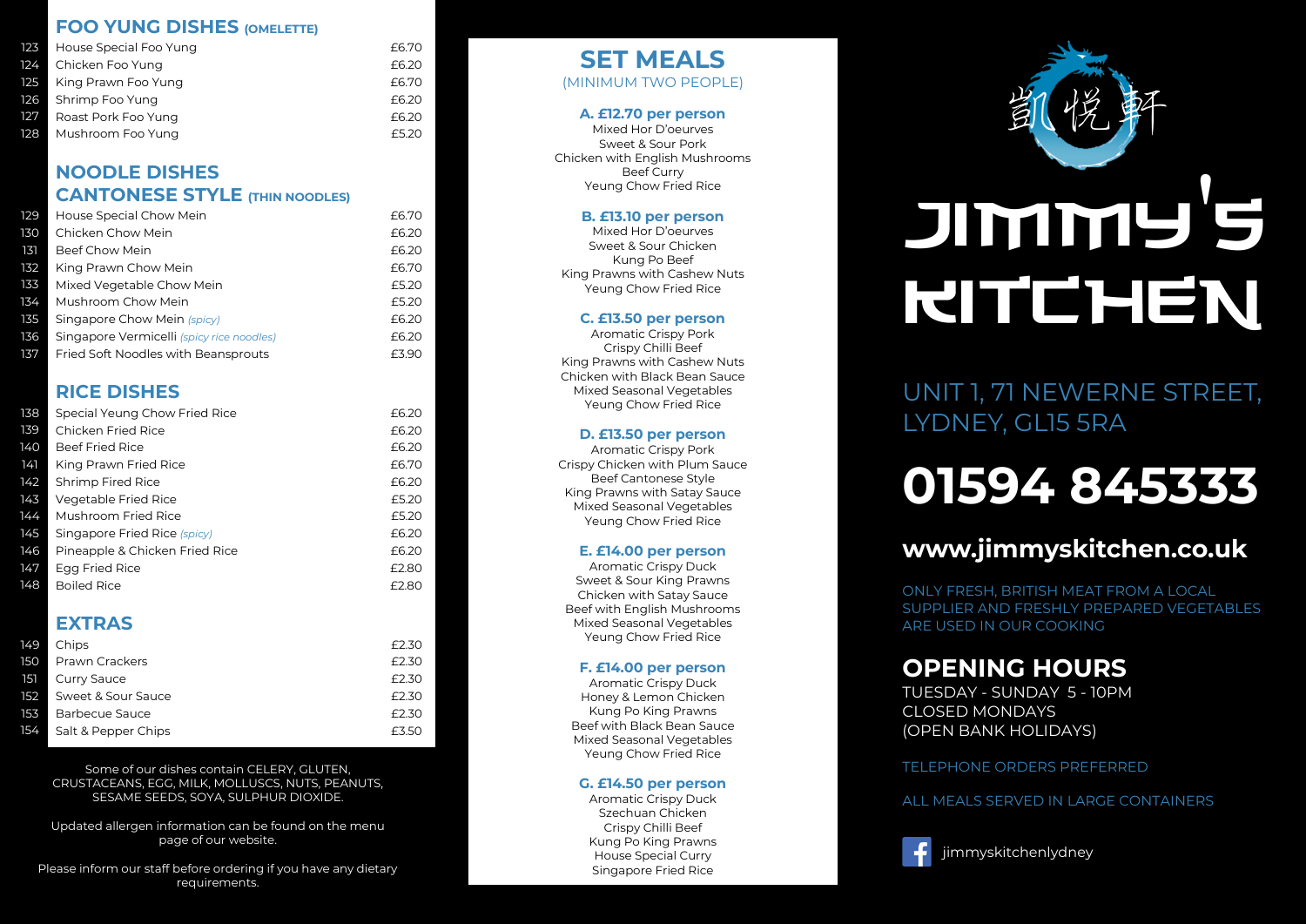## FOO YUNG DISHES (OMELETTE)

| | | |
|---|---|---|
| 123 | House Special Foo Yung | £6.70 |
| 124 | Chicken Foo Yung | £6.20 |
| 125 | King Prawn Foo Yung | £6.70 |
| 126 | Shrimp Foo Yung | £6.20 |
| 127 | Roast Pork Foo Yung | £6.20 |
| 128 | Mushroom Foo Yung | £5.20 |

## NOODLE DISHES CANTONESE STYLE (THIN NOODLES)

| | | |
|---|---|---|
| 129 | House Special Chow Mein | £6.70 |
| 130 | Chicken Chow Mein | £6.20 |
| 131 | Beef Chow Mein | £6.20 |
| 132 | King Prawn Chow Mein | £6.70 |
| 133 | Mixed Vegetable Chow Mein | £5.20 |
| 134 | Mushroom Chow Mein | £5.20 |
| 135 | Singapore Chow Mein *(spicy)* | £6.20 |
| 136 | Singapore Vermicelli *(spicy rice noodles)* | £6.20 |
| 137 | Fried Soft Noodles with Beansprouts | £3.90 |

## RICE DISHES

| | | |
|---|---|---|
| 138 | Special Yeung Chow Fried Rice | £6.20 |
| 139 | Chicken Fried Rice | £6.20 |
| 140 | Beef Fried Rice | £6.20 |
| 141 | King Prawn Fried Rice | £6.70 |
| 142 | Shrimp Fried Rice | £6.20 |
| 143 | Vegetable Fried Rice | £5.20 |
| 144 | Mushroom Fried Rice | £5.20 |
| 145 | Singapore Fried Rice *(spicy)* | £6.20 |
| 146 | Pineapple & Chicken Fried Rice | £6.20 |
| 147 | Egg Fried Rice | £2.80 |
| 148 | Boiled Rice | £2.80 |

## EXTRAS

| | | |
|---|---|---|
| 149 | Chips | £2.30 |
| 150 | Prawn Crackers | £2.30 |
| 151 | Curry Sauce | £2.30 |
| 152 | Sweet & Sour Sauce | £2.30 |
| 153 | Barbecue Sauce | £2.30 |
| 154 | Salt & Pepper Chips | £3.50 |

Some of our dishes contain CELERY, GLUTEN, CRUSTACEANS, EGG, MILK, MOLLUSCS, NUTS, PEANUTS, SESAME SEEDS, SOYA, SULPHUR DIOXIDE.

Updated allergen information can be found on the menu page of our website.

Please inform our staff before ordering if you have any dietary requirements.

## SET MEALS

(MINIMUM TWO PEOPLE)

### A. £12.70 per person

Mixed Hor D'oeurves
Sweet & Sour Pork
Chicken with English Mushrooms
Beef Curry
Yeung Chow Fried Rice

### B. £13.10 per person

Mixed Hor D'oeurves
Sweet & Sour Chicken
Kung Po Beef
King Prawns with Cashew Nuts
Yeung Chow Fried Rice

### C. £13.50 per person

Aromatic Crispy Pork
Crispy Chilli Beef
King Prawns with Cashew Nuts
Chicken with Black Bean Sauce
Mixed Seasonal Vegetables
Yeung Chow Fried Rice

### D. £13.50 per person

Aromatic Crispy Pork
Crispy Chicken with Plum Sauce
Beef Cantonese Style
King Prawns with Satay Sauce
Mixed Seasonal Vegetables
Yeung Chow Fried Rice

### E. £14.00 per person

Aromatic Crispy Duck
Sweet & Sour King Prawns
Chicken with Satay Sauce
Beef with English Mushrooms
Mixed Seasonal Vegetables
Yeung Chow Fried Rice

### F. £14.00 per person

Aromatic Crispy Duck
Honey & Lemon Chicken
Kung Po King Prawns
Beef with Black Bean Sauce
Mixed Seasonal Vegetables
Yeung Chow Fried Rice

### G. £14.50 per person

Aromatic Crispy Duck
Szechuan Chicken
Crispy Chilli Beef
Kung Po King Prawns
House Special Curry
Singapore Fried Rice

凱悅軒

# JIMMY'S KITCHEN

UNIT 1, 71 NEWERNE STREET, LYDNEY, GL15 5RA

## 01594 845333

**www.jimmyskitchen.co.uk**

ONLY FRESH, BRITISH MEAT FROM A LOCAL SUPPLIER AND FRESHLY PREPARED VEGETABLES ARE USED IN OUR COOKING

## OPENING HOURS

TUESDAY - SUNDAY 5 - 10PM
CLOSED MONDAYS
(OPEN BANK HOLIDAYS)

TELEPHONE ORDERS PREFERRED

ALL MEALS SERVED IN LARGE CONTAINERS

jimmyskitchenlydney